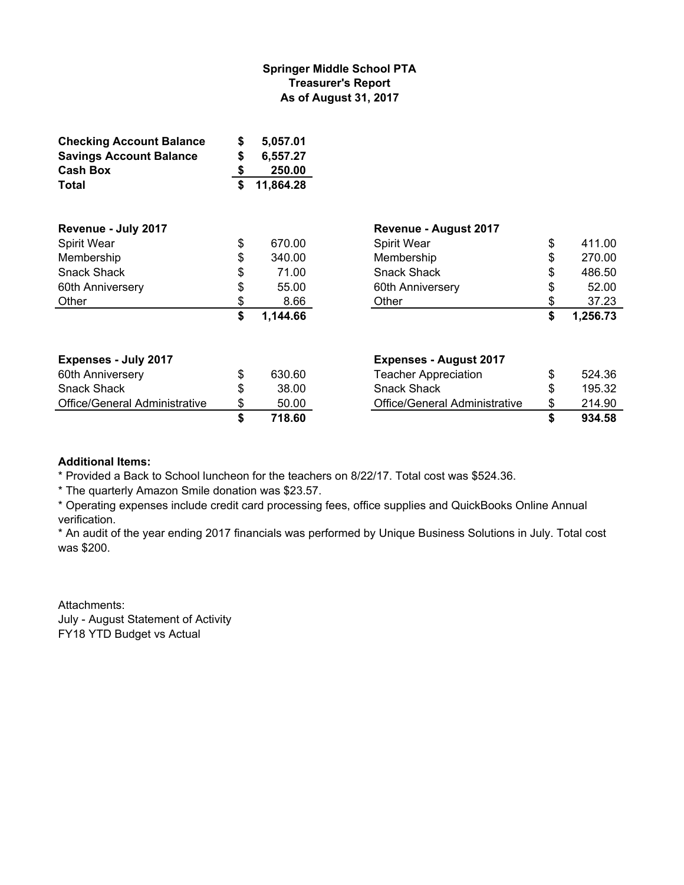**Springer Middle School PTA**
**Treasurer's Report**
**As of August 31, 2017**

| | |
|---|---|
| **Checking Account Balance** | **$ 5,057.01** |
| **Savings Account Balance** | **$ 6,557.27** |
| **Cash Box** | **$ 250.00** |
| **Total** | **$ 11,864.28** |

| **Revenue - July 2017** | | **Revenue - August 2017** | |
|---|---|---|---|
| Spirit Wear | $ 670.00 | Spirit Wear | $ 411.00 |
| Membership | $ 340.00 | Membership | $ 270.00 |
| Snack Shack | $ 71.00 | Snack Shack | $ 486.50 |
| 60th Anniversery | $ 55.00 | 60th Anniversery | $ 52.00 |
| Other | $ 8.66 | Other | $ 37.23 |
| | **$ 1,144.66** | | **$ 1,256.73** |

| **Expenses - July 2017** | | **Expenses - August 2017** | |
|---|---|---|---|
| 60th Anniversery | $ 630.60 | Teacher Appreciation | $ 524.36 |
| Snack Shack | $ 38.00 | Snack Shack | $ 195.32 |
| Office/General Administrative | $ 50.00 | Office/General Administrative | $ 214.90 |
| | **$ 718.60** | | **$ 934.58** |

**Additional Items:**

* Provided a Back to School luncheon for the teachers on 8/22/17. Total cost was $524.36.
* The quarterly Amazon Smile donation was $23.57.
* Operating expenses include credit card processing fees, office supplies and QuickBooks Online Annual verification.
* An audit of the year ending 2017 financials was performed by Unique Business Solutions in July. Total cost was $200.

Attachments:
July - August Statement of Activity
FY18 YTD Budget vs Actual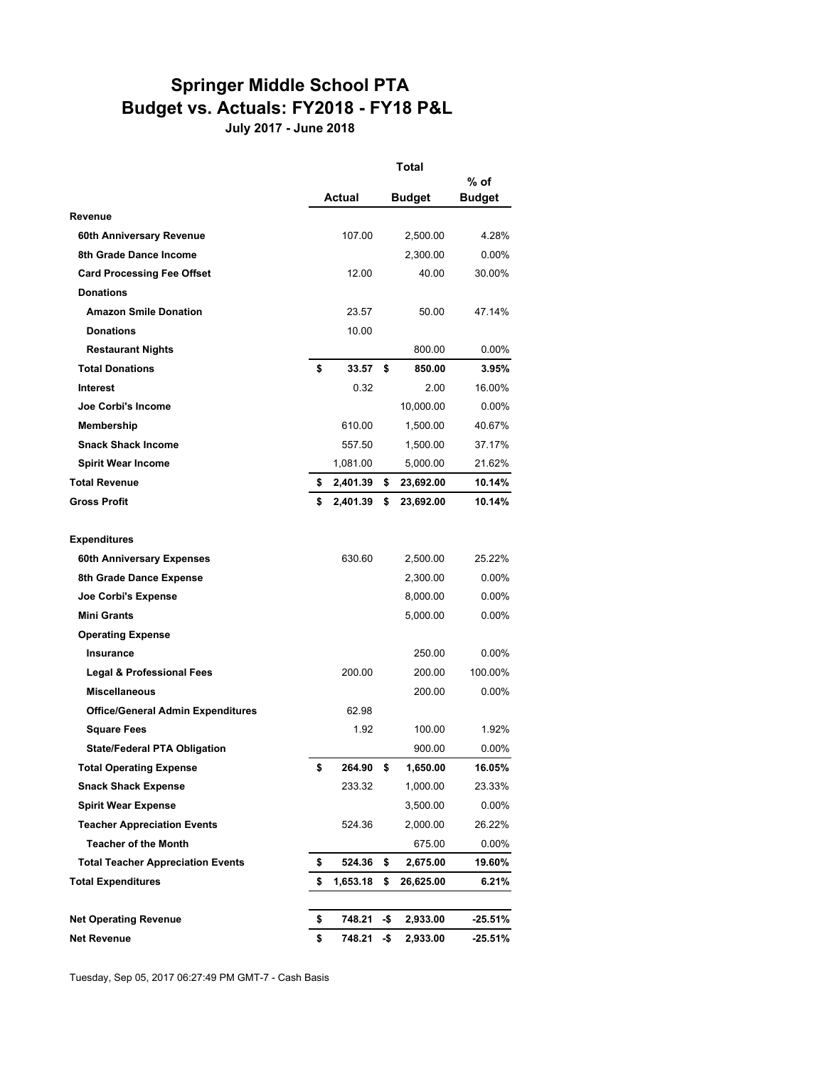# Springer Middle School PTA

## Budget vs. Actuals: FY2018 - FY18 P&L

**July 2017 - June 2018**

| | Total | | |
|---|---|---|---|
| | **Actual** | **Budget** | **% of Budget** |
| **Revenue** | | | |
| **60th Anniversary Revenue** | 107.00 | 2,500.00 | 4.28% |
| **8th Grade Dance Income** | | 2,300.00 | 0.00% |
| **Card Processing Fee Offset** | 12.00 | 40.00 | 30.00% |
| **Donations** | | | |
| **Amazon Smile Donation** | 23.57 | 50.00 | 47.14% |
| **Donations** | 10.00 | | |
| **Restaurant Nights** | | 800.00 | 0.00% |
| **Total Donations** | **$ 33.57** | **$ 850.00** | **3.95%** |
| **Interest** | 0.32 | 2.00 | 16.00% |
| **Joe Corbi's Income** | | 10,000.00 | 0.00% |
| **Membership** | 610.00 | 1,500.00 | 40.67% |
| **Snack Shack Income** | 557.50 | 1,500.00 | 37.17% |
| **Spirit Wear Income** | 1,081.00 | 5,000.00 | 21.62% |
| **Total Revenue** | **$ 2,401.39** | **$ 23,692.00** | **10.14%** |
| **Gross Profit** | **$ 2,401.39** | **$ 23,692.00** | **10.14%** |
| **Expenditures** | | | |
| **60th Anniversary Expenses** | 630.60 | 2,500.00 | 25.22% |
| **8th Grade Dance Expense** | | 2,300.00 | 0.00% |
| **Joe Corbi's Expense** | | 8,000.00 | 0.00% |
| **Mini Grants** | | 5,000.00 | 0.00% |
| **Operating Expense** | | | |
| **Insurance** | | 250.00 | 0.00% |
| **Legal & Professional Fees** | 200.00 | 200.00 | 100.00% |
| **Miscellaneous** | | 200.00 | 0.00% |
| **Office/General Admin Expenditures** | 62.98 | | |
| **Square Fees** | 1.92 | 100.00 | 1.92% |
| **State/Federal PTA Obligation** | | 900.00 | 0.00% |
| **Total Operating Expense** | **$ 264.90** | **$ 1,650.00** | **16.05%** |
| **Snack Shack Expense** | 233.32 | 1,000.00 | 23.33% |
| **Spirit Wear Expense** | | 3,500.00 | 0.00% |
| **Teacher Appreciation Events** | 524.36 | 2,000.00 | 26.22% |
| **Teacher of the Month** | | 675.00 | 0.00% |
| **Total Teacher Appreciation Events** | **$ 524.36** | **$ 2,675.00** | **19.60%** |
| **Total Expenditures** | **$ 1,653.18** | **$ 26,625.00** | **6.21%** |
| **Net Operating Revenue** | **$ 748.21** | **-$ 2,933.00** | **-25.51%** |
| **Net Revenue** | **$ 748.21** | **-$ 2,933.00** | **-25.51%** |

Tuesday, Sep 05, 2017 06:27:49 PM GMT-7 - Cash Basis